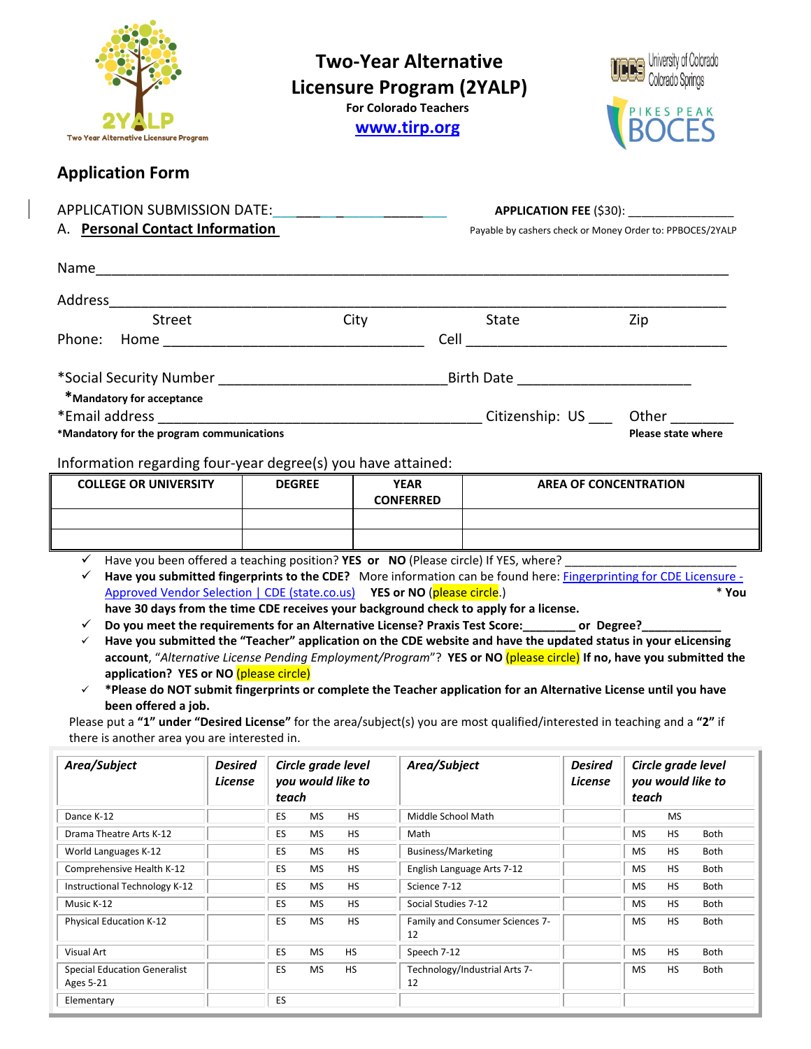# Two-Year Alternative Licensure Program (2YALP)

**For Colorado Teachers**

[www.tirp.org](http://www.tirp.org)

## Application Form

APPLICATION SUBMISSION DATE:__________________ **APPLICATION FEE** ($30): _______________

Payable by cashers check or Money Order to: PPBOCES/2YALP

A. **Personal Contact Information**

Name_______________________________________________________________________________

Address_____________________________________________________________________________

Street City State Zip

Phone: Home _________________________________ Cell __________________________________

*Social Security Number ____________________________Birth Date _____________________

***Mandatory for acceptance**

*Email address ___________________________________________ Citizenship: US ___ Other ________

***Mandatory for the program communications** **Please state where**

Information regarding four-year degree(s) you have attained:

| COLLEGE OR UNIVERSITY | DEGREE | YEAR CONFERRED | AREA OF CONCENTRATION |
|---|---|---|---|
| | | | |
| | | | |

- ✓ Have you been offered a teaching position? **YES or NO** (Please circle) If YES, where? ________________________
- ✓ **Have you submitted fingerprints to the CDE?** More information can be found here: [Fingerprinting for CDE Licensure - Approved Vendor Selection | CDE (state.co.us)](https://www.cde.state.co.us) **YES or NO** (please circle.) *** You have 30 days from the time CDE receives your background check to apply for a license.**
- ✓ **Do you meet the requirements for an Alternative License? Praxis Test Score:________ or Degree?____________**
- ✓ **Have you submitted the "Teacher" application on the CDE website and have the updated status in your eLicensing account**, "*Alternative License Pending Employment/Program*"? **YES or NO** (please circle) **If no, have you submitted the application? YES or NO** (please circle)
- ✓ ***Please do NOT submit fingerprints or complete the Teacher application for an Alternative License until you have been offered a job.**

Please put a **"1" under "Desired License"** for the area/subject(s) you are most qualified/interested in teaching and a **"2"** if there is another area you are interested in.

| *Area/Subject* | *Desired License* | *Circle grade level you would like to teach* | *Area/Subject* | *Desired License* | *Circle grade level you would like to teach* |
|---|---|---|---|---|---|
| Dance K-12 | | ES MS HS | Middle School Math | | MS |
| Drama Theatre Arts K-12 | | ES MS HS | Math | | MS HS Both |
| World Languages K-12 | | ES MS HS | Business/Marketing | | MS HS Both |
| Comprehensive Health K-12 | | ES MS HS | English Language Arts 7-12 | | MS HS Both |
| Instructional Technology K-12 | | ES MS HS | Science 7-12 | | MS HS Both |
| Music K-12 | | ES MS HS | Social Studies 7-12 | | MS HS Both |
| Physical Education K-12 | | ES MS HS | Family and Consumer Sciences 7-12 | | MS HS Both |
| Visual Art | | ES MS HS | Speech 7-12 | | MS HS Both |
| Special Education Generalist Ages 5-21 | | ES MS HS | Technology/Industrial Arts 7-12 | | MS HS Both |
| Elementary | | ES | | | |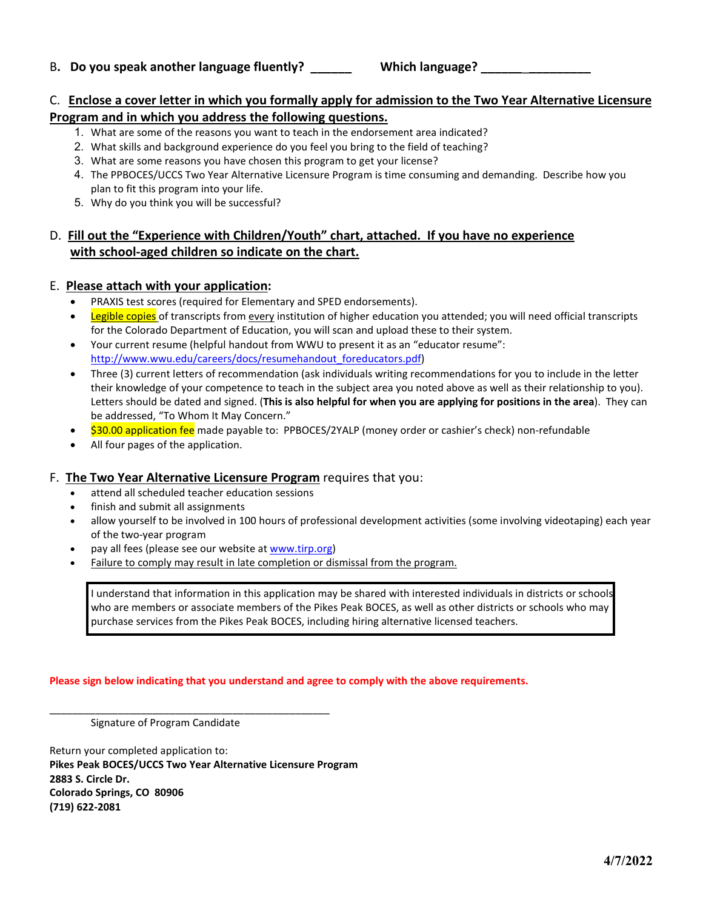B**. Do you speak another language fluently? ______ Which language? ________________**

C. **Enclose a cover letter in which you formally apply for admission to the Two Year Alternative Licensure Program and in which you address the following questions.**

1. What are some of the reasons you want to teach in the endorsement area indicated?
2. What skills and background experience do you feel you bring to the field of teaching?
3. What are some reasons you have chosen this program to get your license?
4. The PPBOCES/UCCS Two Year Alternative Licensure Program is time consuming and demanding. Describe how you plan to fit this program into your life.
5. Why do you think you will be successful?

D. **Fill out the "Experience with Children/Youth" chart, attached. If you have no experience with school-aged children so indicate on the chart.**

E. **Please attach with your application:**

- PRAXIS test scores (required for Elementary and SPED endorsements).
- Legible copies of transcripts from every institution of higher education you attended; you will need official transcripts for the Colorado Department of Education, you will scan and upload these to their system.
- Your current resume (helpful handout from WWU to present it as an "educator resume": http://www.wwu.edu/careers/docs/resumehandout_foreducators.pdf)
- Three (3) current letters of recommendation (ask individuals writing recommendations for you to include in the letter their knowledge of your competence to teach in the subject area you noted above as well as their relationship to you). Letters should be dated and signed. (**This is also helpful for when you are applying for positions in the area**). They can be addressed, "To Whom It May Concern."
- $30.00 application fee made payable to: PPBOCES/2YALP (money order or cashier's check) non-refundable
- All four pages of the application.

F. **The Two Year Alternative Licensure Program** requires that you:

- attend all scheduled teacher education sessions
- finish and submit all assignments
- allow yourself to be involved in 100 hours of professional development activities (some involving videotaping) each year of the two-year program
- pay all fees (please see our website at www.tirp.org)
- Failure to comply may result in late completion or dismissal from the program.

> I understand that information in this application may be shared with interested individuals in districts or schools who are members or associate members of the Pikes Peak BOCES, as well as other districts or schools who may purchase services from the Pikes Peak BOCES, including hiring alternative licensed teachers.

**Please sign below indicating that you understand and agree to comply with the above requirements.**

_______________________________________________
Signature of Program Candidate

Return your completed application to:
**Pikes Peak BOCES/UCCS Two Year Alternative Licensure Program**
**2883 S. Circle Dr.**
**Colorado Springs, CO 80906**
**(719) 622-2081**

**4/7/2022**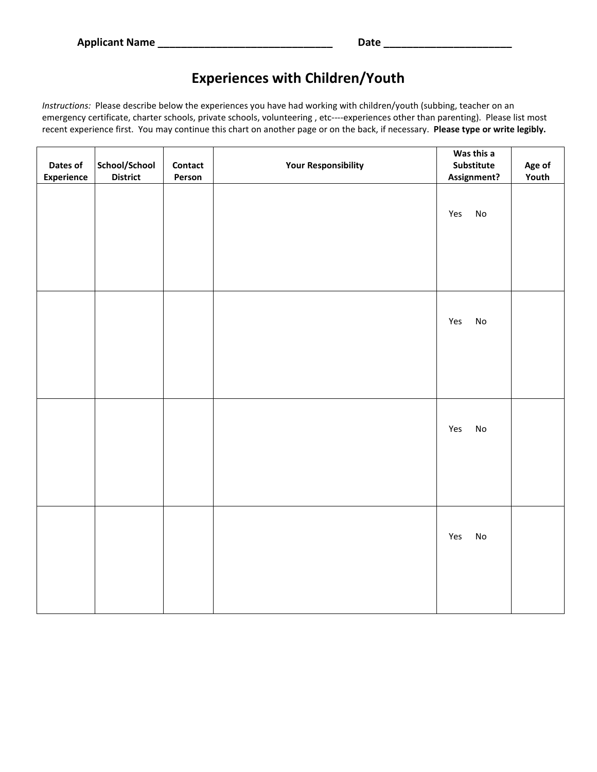**Applicant Name ______________________________ Date ______________________**

# Experiences with Children/Youth

*Instructions:* Please describe below the experiences you have had working with children/youth (subbing, teacher on an emergency certificate, charter schools, private schools, volunteering , etc----experiences other than parenting). Please list most recent experience first. You may continue this chart on another page or on the back, if necessary. **Please type or write legibly.**

| Dates of Experience | School/School District | Contact Person | Your Responsibility | Was this a Substitute Assignment? | Age of Youth |
|---|---|---|---|---|---|
| | | | | Yes No | |
| | | | | Yes No | |
| | | | | Yes No | |
| | | | | Yes No | |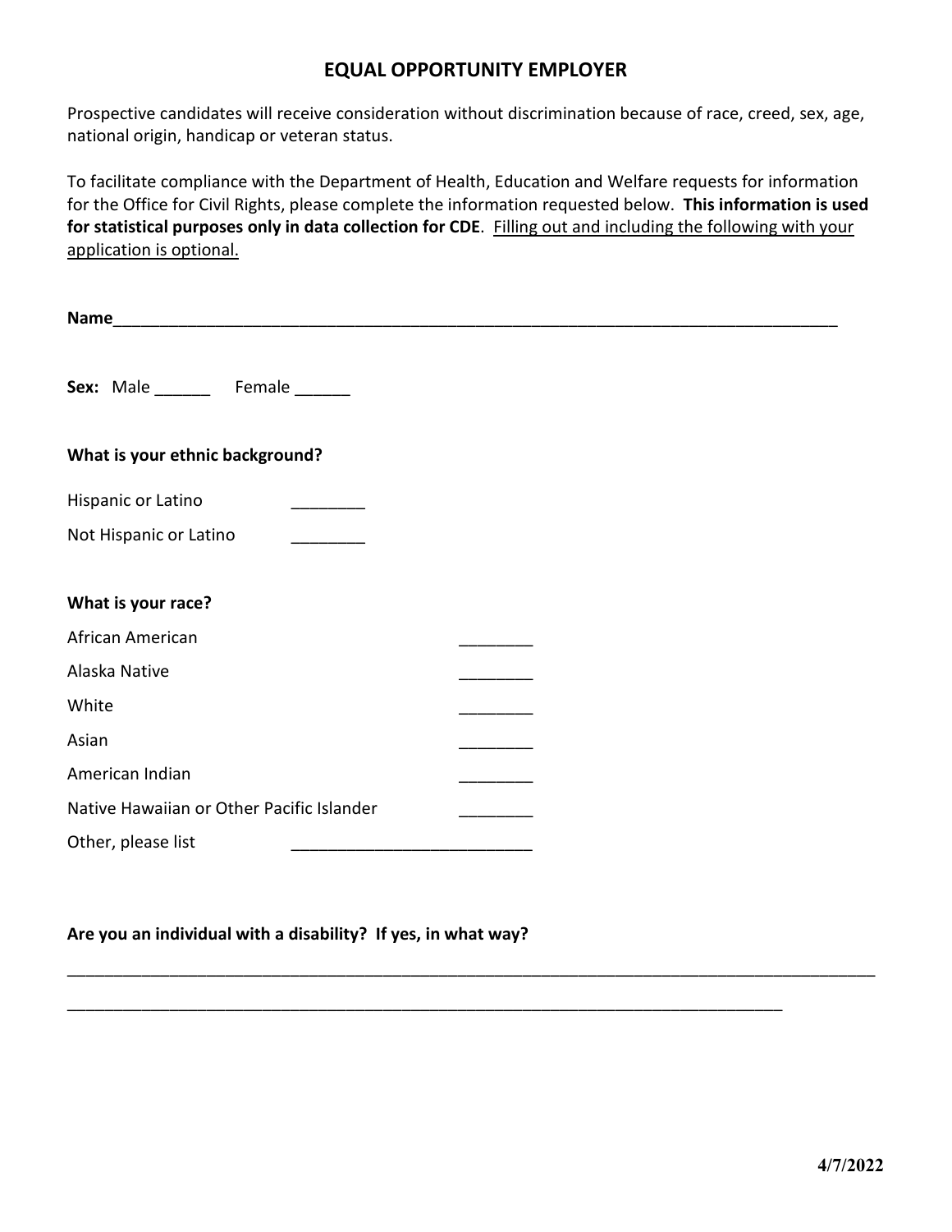## EQUAL OPPORTUNITY EMPLOYER

Prospective candidates will receive consideration without discrimination because of race, creed, sex, age, national origin, handicap or veteran status.

To facilitate compliance with the Department of Health, Education and Welfare requests for information for the Office for Civil Rights, please complete the information requested below. **This information is used for statistical purposes only in data collection for CDE**. <u>Filling out and including the following with your application is optional.</u>

**Name**_______________________________________________________________________________

**Sex:** Male ______ Female ______

**What is your ethnic background?**

Hispanic or Latino ________

Not Hispanic or Latino ________

**What is your race?**

African American ________

Alaska Native ________

White ________

Asian ________

American Indian ________

Native Hawaiian or Other Pacific Islander ________

Other, please list __________________________

**Are you an individual with a disability? If yes, in what way?**

______________________________________________________________________________________

_____________________________________________________________________________

**4/7/2022**